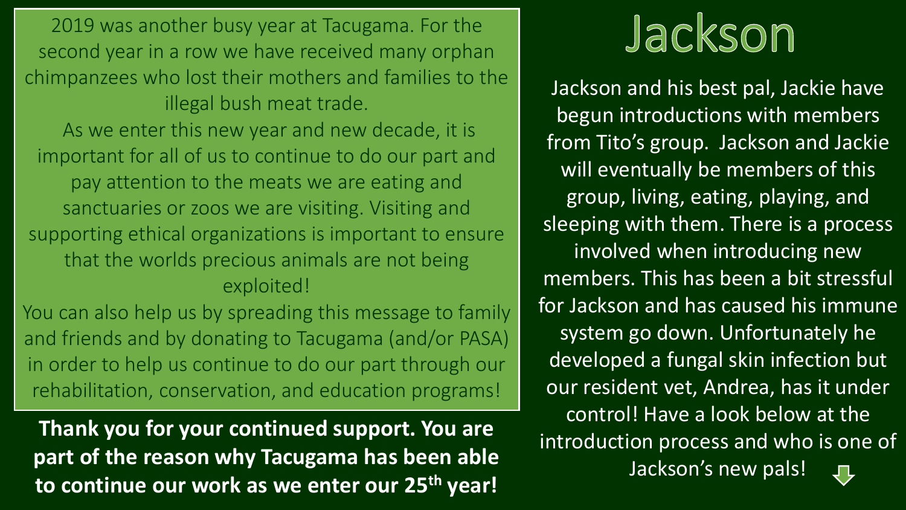2019 was another busy year at Tacugama. For the second year in a row we have received many orphan chimpanzees who lost their mothers and families to the illegal bush meat trade.

As we enter this new year and new decade, it is important for all of us to continue to do our part and pay attention to the meats we are eating and sanctuaries or zoos we are visiting. Visiting and supporting ethical organizations is important to ensure that the worlds precious animals are not being exploited!

You can also help us by spreading this message to family and friends and by donating to Tacugama (and/or PASA) in order to help us continue to do our part through our rehabilitation, conservation, and education programs!

**Thank you for your continued support. You are part of the reason why Tacugama has been able to continue our work as we enter our 25th year!**

# Jackson

Jackson and his best pal, Jackie have begun introductions with members from Tito's group. Jackson and Jackie will eventually be members of this group, living, eating, playing, and sleeping with them. There is a process involved when introducing new members. This has been a bit stressful for Jackson and has caused his immune system go down. Unfortunately he developed a fungal skin infection but our resident vet, Andrea, has it under control! Have a look below at the introduction process and who is one of Jackson's new pals!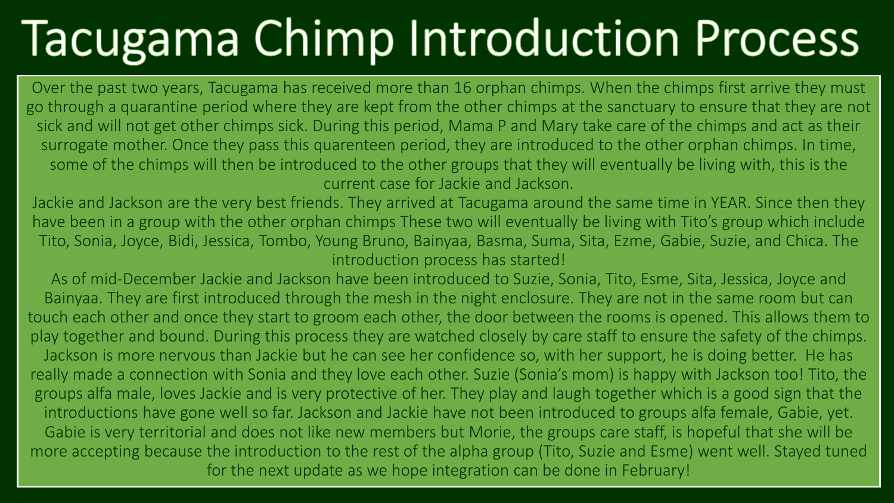# Tacugama Chimp Introduction Process

Over the past two years, Tacugama has received more than 16 orphan chimps. When the chimps first arrive they must go through a quarantine period where they are kept from the other chimps at the sanctuary to ensure that they are not sick and will not get other chimps sick. During this period, Mama P and Mary take care of the chimps and act as their surrogate mother. Once they pass this quarenteen period, they are introduced to the other orphan chimps. In time, some of the chimps will then be introduced to the other groups that they will eventually be living with, this is the current case for Jackie and Jackson.

Jackie and Jackson are the very best friends. They arrived at Tacugama around the same time in YEAR. Since then they have been in a group with the other orphan chimps These two will eventually be living with Tito's group which include Tito, Sonia, Joyce, Bidi, Jessica, Tombo, Young Bruno, Bainyaa, Basma, Suma, Sita, Ezme, Gabie, Suzie, and Chica. The introduction process has started!

As of mid-December Jackie and Jackson have been introduced to Suzie, Sonia, Tito, Esme, Sita, Jessica, Joyce and Bainyaa. They are first introduced through the mesh in the night enclosure. They are not in the same room but can touch each other and once they start to groom each other, the door between the rooms is opened. This allows them to play together and bound. During this process they are watched closely by care staff to ensure the safety of the chimps. Jackson is more nervous than Jackie but he can see her confidence so, with her support, he is doing better. He has really made a connection with Sonia and they love each other. Suzie (Sonia's mom) is happy with Jackson too! Tito, the groups alfa male, loves Jackie and is very protective of her. They play and laugh together which is a good sign that the introductions have gone well so far. Jackson and Jackie have not been introduced to groups alfa female, Gabie, yet. Gabie is very territorial and does not like new members but Morie, the groups care staff, is hopeful that she will be more accepting because the introduction to the rest of the alpha group (Tito, Suzie and Esme) went well. Stayed tuned for the next update as we hope integration can be done in February!